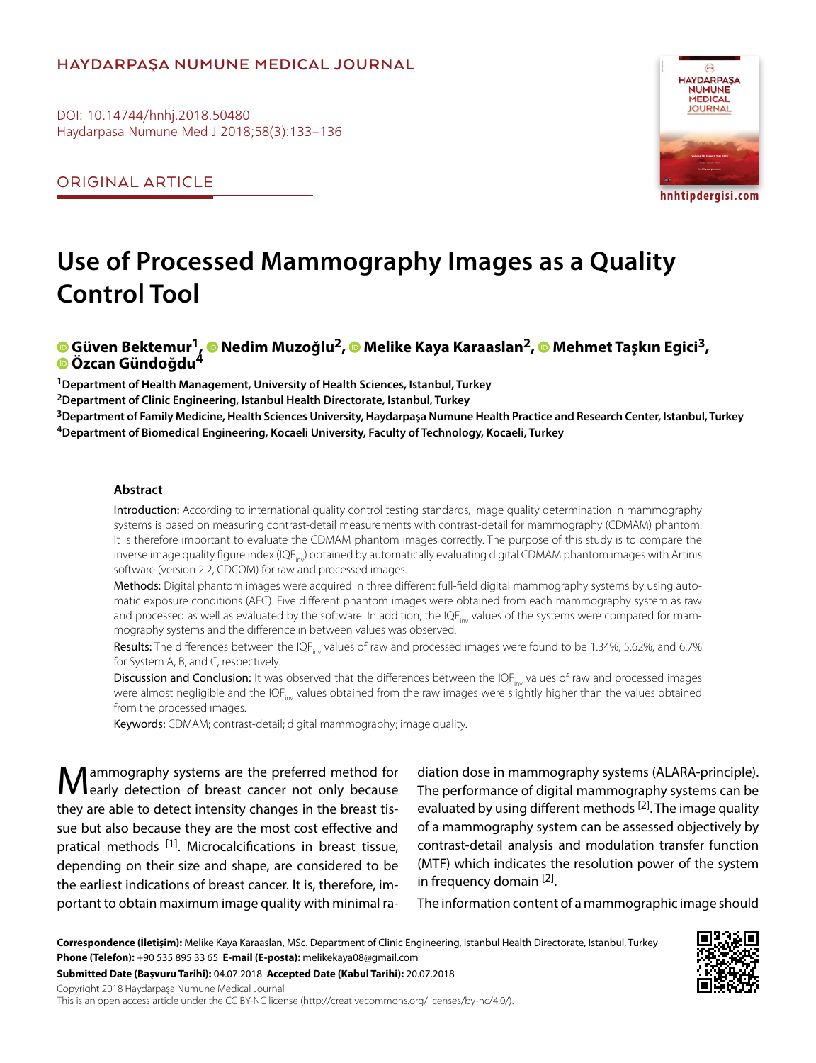ORIGINAL ARTICLE

# Use of Processed Mammography Images as a Quality Control Tool

**Güven Bektemur[1], Nedim Muzoğlu[2], Melike Kaya Karaaslan[2], Mehmet Taşkın Egici[3], Özcan Gündoğdu[4]**

[1]Department of Health Management, University of Health Sciences, Istanbul, Turkey
[2]Department of Clinic Engineering, Istanbul Health Directorate, Istanbul, Turkey
[3]Department of Family Medicine, Health Sciences University, Haydarpaşa Numune Health Practice and Research Center, Istanbul, Turkey
[4]Department of Biomedical Engineering, Kocaeli University, Faculty of Technology, Kocaeli, Turkey

## Abstract

Introduction: According to international quality control testing standards, image quality determination in mammography systems is based on measuring contrast-detail measurements with contrast-detail for mammography (CDMAM) phantom. It is therefore important to evaluate the CDMAM phantom images correctly. The purpose of this study is to compare the inverse image quality figure index ($IQF_{inv}$) obtained by automatically evaluating digital CDMAM phantom images with Artinis software (version 2.2, CDCOM) for raw and processed images.

Methods: Digital phantom images were acquired in three different full-field digital mammography systems by using automatic exposure conditions (AEC). Five different phantom images were obtained from each mammography system as raw and processed as well as evaluated by the software. In addition, the $IQF_{inv}$ values of the systems were compared for mammography systems and the difference in between values was observed.

Results: The differences between the $IQF_{inv}$ values of raw and processed images were found to be 1.34%, 5.62%, and 6.7% for System A, B, and C, respectively.

Discussion and Conclusion: It was observed that the differences between the $IQF_{inv}$ values of raw and processed images were almost negligible and the $IQF_{inv}$ values obtained from the raw images were slightly higher than the values obtained from the processed images.

Keywords: CDMAM; contrast-detail; digital mammography; image quality.

Mammography systems are the preferred method for early detection of breast cancer not only because they are able to detect intensity changes in the breast tissue but also because they are the most cost effective and pratical methods [1]. Microcalcifications in breast tissue, depending on their size and shape, are considered to be the earliest indications of breast cancer. It is, therefore, important to obtain maximum image quality with minimal radiation dose in mammography systems (ALARA-principle). The performance of digital mammography systems can be evaluated by using different methods [2]. The image quality of a mammography system can be assessed objectively by contrast-detail analysis and modulation transfer function (MTF) which indicates the resolution power of the system in frequency domain [2].

The information content of a mammographic image should

**Correspondence (İletişim):** Melike Kaya Karaaslan, MSc. Department of Clinic Engineering, Istanbul Health Directorate, Istanbul, Turkey
**Phone (Telefon):** +90 535 895 33 65 **E-mail (E-posta):** melikekaya08@gmail.com
**Submitted Date (Başvuru Tarihi):** 04.07.2018 **Accepted Date (Kabul Tarihi):** 20.07.2018
Copyright 2018 Haydarpaşa Numune Medical Journal
This is an open access article under the CC BY-NC license (http://creativecommons.org/licenses/by-nc/4.0/).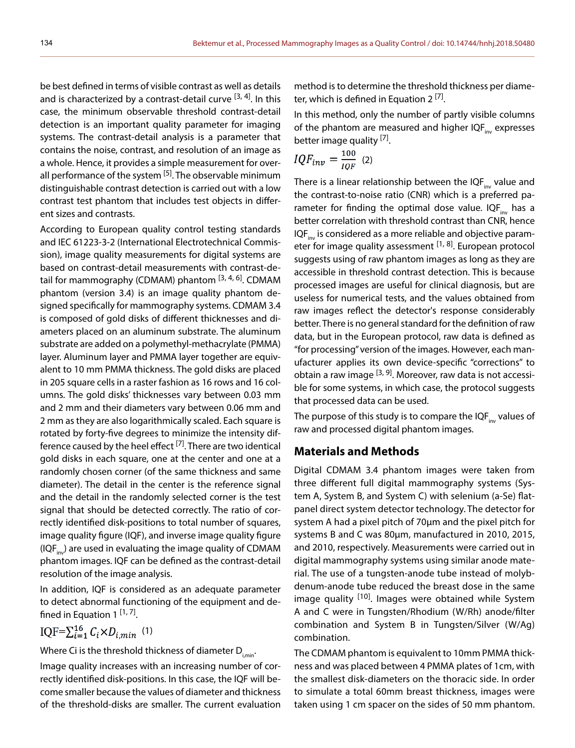be best defined in terms of visible contrast as well as details and is characterized by a contrast-detail curve [3, 4]. In this case, the minimum observable threshold contrast-detail detection is an important quality parameter for imaging systems. The contrast-detail analysis is a parameter that contains the noise, contrast, and resolution of an image as a whole. Hence, it provides a simple measurement for overall performance of the system [5]. The observable minimum distinguishable contrast detection is carried out with a low contrast test phantom that includes test objects in different sizes and contrasts.

According to European quality control testing standards and IEC 61223-3-2 (International Electrotechnical Commission), image quality measurements for digital systems are based on contrast-detail measurements with contrast-detail for mammography (CDMAM) phantom [3, 4, 6]. CDMAM phantom (version 3.4) is an image quality phantom designed specifically for mammography systems. CDMAM 3.4 is composed of gold disks of different thicknesses and diameters placed on an aluminum substrate. The aluminum substrate are added on a polymethyl-methacrylate (PMMA) layer. Aluminum layer and PMMA layer together are equivalent to 10 mm PMMA thickness. The gold disks are placed in 205 square cells in a raster fashion as 16 rows and 16 columns. The gold disks' thicknesses vary between 0.03 mm and 2 mm and their diameters vary between 0.06 mm and 2 mm as they are also logarithmically scaled. Each square is rotated by forty-five degrees to minimize the intensity difference caused by the heel effect [7]. There are two identical gold disks in each square, one at the center and one at a randomly chosen corner (of the same thickness and same diameter). The detail in the center is the reference signal and the detail in the randomly selected corner is the test signal that should be detected correctly. The ratio of correctly identified disk-positions to total number of squares, image quality figure (IQF), and inverse image quality figure ($IQF_{inv}$) are used in evaluating the image quality of CDMAM phantom images. IQF can be defined as the contrast-detail resolution of the image analysis.

In addition, IQF is considered as an adequate parameter to detect abnormal functioning of the equipment and defined in Equation 1 [1, 7].

$$IQF=\sum_{i=1}^{16} C_i \times D_{i,min} \quad (1)$$

Where Ci is the threshold thickness of diameter $D_{i,min}$.

Image quality increases with an increasing number of correctly identified disk-positions. In this case, the IQF will become smaller because the values of diameter and thickness of the threshold-disks are smaller. The current evaluation method is to determine the threshold thickness per diameter, which is defined in Equation 2 [7].

In this method, only the number of partly visible columns of the phantom are measured and higher $IQF_{inv}$ expresses better image quality [7].

$$IQF_{inv} = \frac{100}{IQF} \quad (2)$$

There is a linear relationship between the $IQF_{inv}$ value and the contrast-to-noise ratio (CNR) which is a preferred parameter for finding the optimal dose value. $IQF_{inv}$ has a better correlation with threshold contrast than CNR, hence $IQF_{inv}$ is considered as a more reliable and objective parameter for image quality assessment [1, 8]. European protocol suggests using of raw phantom images as long as they are accessible in threshold contrast detection. This is because processed images are useful for clinical diagnosis, but are useless for numerical tests, and the values obtained from raw images reflect the detector's response considerably better. There is no general standard for the definition of raw data, but in the European protocol, raw data is defined as "for processing" version of the images. However, each manufacturer applies its own device-specific "corrections" to obtain a raw image [3, 9]. Moreover, raw data is not accessible for some systems, in which case, the protocol suggests that processed data can be used.

The purpose of this study is to compare the $IQF_{inv}$ values of raw and processed digital phantom images.

## Materials and Methods

Digital CDMAM 3.4 phantom images were taken from three different full digital mammography systems (System A, System B, and System C) with selenium (a-Se) flat-panel direct system detector technology. The detector for system A had a pixel pitch of 70µm and the pixel pitch for systems B and C was 80µm, manufactured in 2010, 2015, and 2010, respectively. Measurements were carried out in digital mammography systems using similar anode material. The use of a tungsten-anode tube instead of molybdenum-anode tube reduced the breast dose in the same image quality [10]. Images were obtained while System A and C were in Tungsten/Rhodium (W/Rh) anode/filter combination and System B in Tungsten/Silver (W/Ag) combination.

The CDMAM phantom is equivalent to 10mm PMMA thickness and was placed between 4 PMMA plates of 1cm, with the smallest disk-diameters on the thoracic side. In order to simulate a total 60mm breast thickness, images were taken using 1 cm spacer on the sides of 50 mm phantom.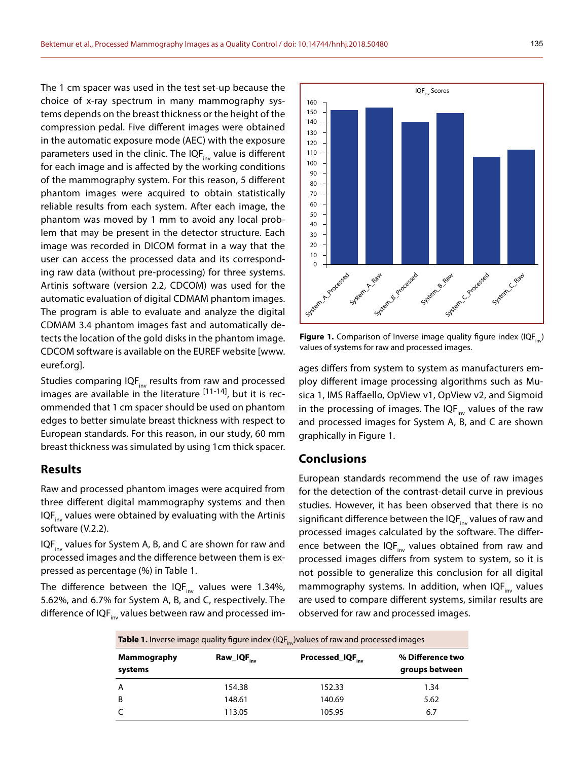The 1 cm spacer was used in the test set-up because the choice of x-ray spectrum in many mammography systems depends on the breast thickness or the height of the compression pedal. Five different images were obtained in the automatic exposure mode (AEC) with the exposure parameters used in the clinic. The $IQF_{inv}$ value is different for each image and is affected by the working conditions of the mammography system. For this reason, 5 different phantom images were acquired to obtain statistically reliable results from each system. After each image, the phantom was moved by 1 mm to avoid any local problem that may be present in the detector structure. Each image was recorded in DICOM format in a way that the user can access the processed data and its corresponding raw data (without pre-processing) for three systems. Artinis software (version 2.2, CDCOM) was used for the automatic evaluation of digital CDMAM phantom images. The program is able to evaluate and analyze the digital CDMAM 3.4 phantom images fast and automatically detects the location of the gold disks in the phantom image. CDCOM software is available on the EUREF website [www.euref.org].

Studies comparing $IQF_{inv}$ results from raw and processed images are available in the literature [11-14], but it is recommended that 1 cm spacer should be used on phantom edges to better simulate breast thickness with respect to European standards. For this reason, in our study, 60 mm breast thickness was simulated by using 1cm thick spacer.

## Results

Raw and processed phantom images were acquired from three different digital mammography systems and then $IQF_{inv}$ values were obtained by evaluating with the Artinis software (V.2.2).

$IQF_{inv}$ values for System A, B, and C are shown for raw and processed images and the difference between them is expressed as percentage (%) in Table 1.

The difference between the $IQF_{inv}$ values were 1.34%, 5.62%, and 6.7% for System A, B, and C, respectively. The difference of $IQF_{inv}$ values between raw and processed images differs from system to system as manufacturers employ different image processing algorithms such as Musica 1, IMS Raffaello, OpView v1, OpView v2, and Sigmoid in the processing of images. The $IQF_{inv}$ values of the raw and processed images for System A, B, and C are shown graphically in Figure 1.

**Figure 1.** Comparison of Inverse image quality figure index ($IQF_{inv}$) values of systems for raw and processed images.

## Conclusions

European standards recommend the use of raw images for the detection of the contrast-detail curve in previous studies. However, it has been observed that there is no significant difference between the $IQF_{inv}$ values of raw and processed images calculated by the software. The difference between the $IQF_{inv}$ values obtained from raw and processed images differs from system to system, so it is not possible to generalize this conclusion for all digital mammography systems. In addition, when $IQF_{inv}$ values are used to compare different systems, similar results are observed for raw and processed images.

**Table 1.** Inverse image quality figure index ($IQF_{inv}$)values of raw and processed images

| Mammography systems | Raw_$IQF_{inv}$ | Processed_$IQF_{inv}$ | % Difference two groups between |
|---|---|---|---|
| A | 154.38 | 152.33 | 1.34 |
| B | 148.61 | 140.69 | 5.62 |
| C | 113.05 | 105.95 | 6.7 |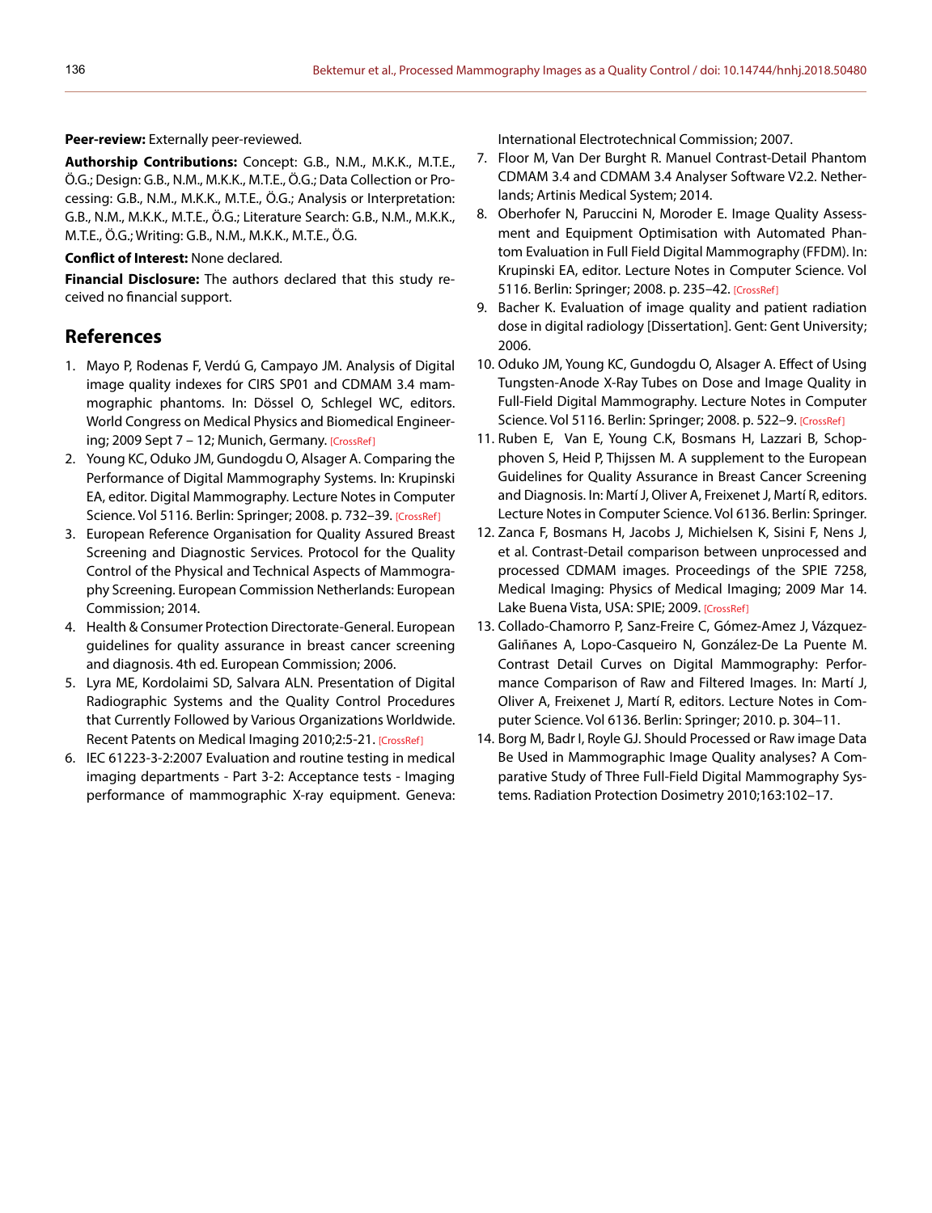**Peer-review:** Externally peer-reviewed.

**Authorship Contributions:** Concept: G.B., N.M., M.K.K., M.T.E., Ö.G.; Design: G.B., N.M., M.K.K., M.T.E., Ö.G.; Data Collection or Processing: G.B., N.M., M.K.K., M.T.E., Ö.G.; Analysis or Interpretation: G.B., N.M., M.K.K., M.T.E., Ö.G.; Literature Search: G.B., N.M., M.K.K., M.T.E., Ö.G.; Writing: G.B., N.M., M.K.K., M.T.E., Ö.G.

**Conflict of Interest:** None declared.

**Financial Disclosure:** The authors declared that this study received no financial support.

## References

1. Mayo P, Rodenas F, Verdú G, Campayo JM. Analysis of Digital image quality indexes for CIRS SP01 and CDMAM 3.4 mammographic phantoms. In: Dössel O, Schlegel WC, editors. World Congress on Medical Physics and Biomedical Engineering; 2009 Sept 7 – 12; Munich, Germany. [CrossRef]
2. Young KC, Oduko JM, Gundogdu O, Alsager A. Comparing the Performance of Digital Mammography Systems. In: Krupinski EA, editor. Digital Mammography. Lecture Notes in Computer Science. Vol 5116. Berlin: Springer; 2008. p. 732–39. [CrossRef]
3. European Reference Organisation for Quality Assured Breast Screening and Diagnostic Services. Protocol for the Quality Control of the Physical and Technical Aspects of Mammography Screening. European Commission Netherlands: European Commission; 2014.
4. Health & Consumer Protection Directorate-General. European guidelines for quality assurance in breast cancer screening and diagnosis. 4th ed. European Commission; 2006.
5. Lyra ME, Kordolaimi SD, Salvara ALN. Presentation of Digital Radiographic Systems and the Quality Control Procedures that Currently Followed by Various Organizations Worldwide. Recent Patents on Medical Imaging 2010;2:5-21. [CrossRef]
6. IEC 61223-3-2:2007 Evaluation and routine testing in medical imaging departments - Part 3-2: Acceptance tests - Imaging performance of mammographic X-ray equipment. Geneva: International Electrotechnical Commission; 2007.
7. Floor M, Van Der Burght R. Manuel Contrast-Detail Phantom CDMAM 3.4 and CDMAM 3.4 Analyser Software V2.2. Netherlands; Artinis Medical System; 2014.
8. Oberhofer N, Paruccini N, Moroder E. Image Quality Assessment and Equipment Optimisation with Automated Phantom Evaluation in Full Field Digital Mammography (FFDM). In: Krupinski EA, editor. Lecture Notes in Computer Science. Vol 5116. Berlin: Springer; 2008. p. 235–42. [CrossRef]
9. Bacher K. Evaluation of image quality and patient radiation dose in digital radiology [Dissertation]. Gent: Gent University; 2006.
10. Oduko JM, Young KC, Gundogdu O, Alsager A. Effect of Using Tungsten-Anode X-Ray Tubes on Dose and Image Quality in Full-Field Digital Mammography. Lecture Notes in Computer Science. Vol 5116. Berlin: Springer; 2008. p. 522–9. [CrossRef]
11. Ruben E, Van E, Young C.K, Bosmans H, Lazzari B, Schopphoven S, Heid P, Thijssen M. A supplement to the European Guidelines for Quality Assurance in Breast Cancer Screening and Diagnosis. In: Martí J, Oliver A, Freixenet J, Martí R, editors. Lecture Notes in Computer Science. Vol 6136. Berlin: Springer.
12. Zanca F, Bosmans H, Jacobs J, Michielsen K, Sisini F, Nens J, et al. Contrast-Detail comparison between unprocessed and processed CDMAM images. Proceedings of the SPIE 7258, Medical Imaging: Physics of Medical Imaging; 2009 Mar 14. Lake Buena Vista, USA: SPIE; 2009. [CrossRef]
13. Collado-Chamorro P, Sanz-Freire C, Gómez-Amez J, Vázquez-Galiñanes A, Lopo-Casqueiro N, González-De La Puente M. Contrast Detail Curves on Digital Mammography: Performance Comparison of Raw and Filtered Images. In: Martí J, Oliver A, Freixenet J, Martí R, editors. Lecture Notes in Computer Science. Vol 6136. Berlin: Springer; 2010. p. 304–11.
14. Borg M, Badr I, Royle GJ. Should Processed or Raw image Data Be Used in Mammographic Image Quality analyses? A Comparative Study of Three Full-Field Digital Mammography Systems. Radiation Protection Dosimetry 2010;163:102–17.